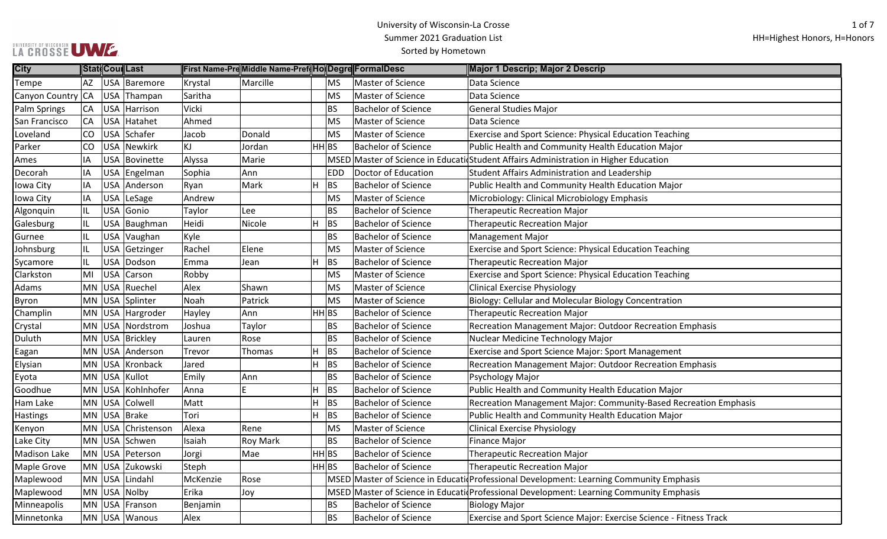University of Wisconsin-La Crosse
Summer 2021 Graduation List
Sorted by Hometown

HH=Highest Honors, H=Honors

| City | State | Country | Last | First Name-Preferred | Middle Name-Preferred | Honors | Degree | FormalDesc | Major 1 Descrip; Major 2 Descrip |
|---|---|---|---|---|---|---|---|---|---|
| Tempe | AZ | USA | Baremore | Krystal | Marcille | | MS | Master of Science | Data Science |
| Canyon Country | CA | USA | Thampan | Saritha | | | MS | Master of Science | Data Science |
| Palm Springs | CA | USA | Harrison | Vicki | | | BS | Bachelor of Science | General Studies Major |
| San Francisco | CA | USA | Hatahet | Ahmed | | | MS | Master of Science | Data Science |
| Loveland | CO | USA | Schafer | Jacob | Donald | | MS | Master of Science | Exercise and Sport Science: Physical Education Teaching |
| Parker | CO | USA | Newkirk | KJ | Jordan | HH | BS | Bachelor of Science | Public Health and Community Health Education Major |
| Ames | IA | USA | Bovinette | Alyssa | Marie | | MSED | Master of Science in Educatio | Student Affairs Administration in Higher Education |
| Decorah | IA | USA | Engelman | Sophia | Ann | | EDD | Doctor of Education | Student Affairs Administration and Leadership |
| Iowa City | IA | USA | Anderson | Ryan | Mark | H | BS | Bachelor of Science | Public Health and Community Health Education Major |
| Iowa City | IA | USA | LeSage | Andrew | | | MS | Master of Science | Microbiology: Clinical Microbiology Emphasis |
| Algonquin | IL | USA | Gonio | Taylor | Lee | | BS | Bachelor of Science | Therapeutic Recreation Major |
| Galesburg | IL | USA | Baughman | Heidi | Nicole | H | BS | Bachelor of Science | Therapeutic Recreation Major |
| Gurnee | IL | USA | Vaughan | Kyle | | | BS | Bachelor of Science | Management Major |
| Johnsburg | IL | USA | Getzinger | Rachel | Elene | | MS | Master of Science | Exercise and Sport Science: Physical Education Teaching |
| Sycamore | IL | USA | Dodson | Emma | Jean | H | BS | Bachelor of Science | Therapeutic Recreation Major |
| Clarkston | MI | USA | Carson | Robby | | | MS | Master of Science | Exercise and Sport Science: Physical Education Teaching |
| Adams | MN | USA | Ruechel | Alex | Shawn | | MS | Master of Science | Clinical Exercise Physiology |
| Byron | MN | USA | Splinter | Noah | Patrick | | MS | Master of Science | Biology: Cellular and Molecular Biology Concentration |
| Champlin | MN | USA | Hargroder | Hayley | Ann | HH | BS | Bachelor of Science | Therapeutic Recreation Major |
| Crystal | MN | USA | Nordstrom | Joshua | Taylor | | BS | Bachelor of Science | Recreation Management Major: Outdoor Recreation Emphasis |
| Duluth | MN | USA | Brickley | Lauren | Rose | | BS | Bachelor of Science | Nuclear Medicine Technology Major |
| Eagan | MN | USA | Anderson | Trevor | Thomas | H | BS | Bachelor of Science | Exercise and Sport Science Major: Sport Management |
| Elysian | MN | USA | Kronback | Jared | | H | BS | Bachelor of Science | Recreation Management Major: Outdoor Recreation Emphasis |
| Eyota | MN | USA | Kullot | Emily | Ann | | BS | Bachelor of Science | Psychology Major |
| Goodhue | MN | USA | Kohlnhofer | Anna | E | H | BS | Bachelor of Science | Public Health and Community Health Education Major |
| Ham Lake | MN | USA | Colwell | Matt | | H | BS | Bachelor of Science | Recreation Management Major: Community-Based Recreation Emphasis |
| Hastings | MN | USA | Brake | Tori | | H | BS | Bachelor of Science | Public Health and Community Health Education Major |
| Kenyon | MN | USA | Christenson | Alexa | Rene | | MS | Master of Science | Clinical Exercise Physiology |
| Lake City | MN | USA | Schwen | Isaiah | Roy Mark | | BS | Bachelor of Science | Finance Major |
| Madison Lake | MN | USA | Peterson | Jorgi | Mae | HH | BS | Bachelor of Science | Therapeutic Recreation Major |
| Maple Grove | MN | USA | Zukowski | Steph | | HH | BS | Bachelor of Science | Therapeutic Recreation Major |
| Maplewood | MN | USA | Lindahl | McKenzie | Rose | | MSED | Master of Science in Educatio | Professional Development: Learning Community Emphasis |
| Maplewood | MN | USA | Nolby | Erika | Joy | | MSED | Master of Science in Educatio | Professional Development: Learning Community Emphasis |
| Minneapolis | MN | USA | Franson | Benjamin | | | BS | Bachelor of Science | Biology Major |
| Minnetonka | MN | USA | Wanous | Alex | | | BS | Bachelor of Science | Exercise and Sport Science Major: Exercise Science - Fitness Track |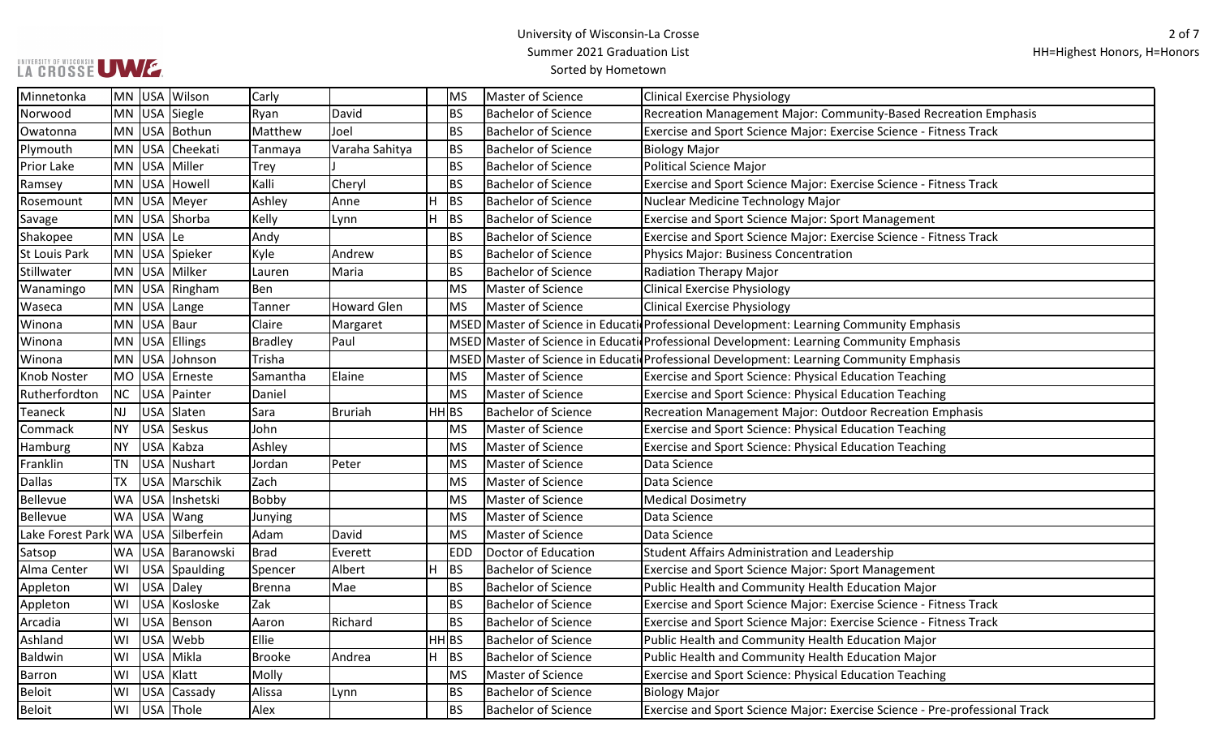# University of Wisconsin-La Crosse

## Summer 2021 Graduation List

### Sorted by Hometown

HH=Highest Honors, H=Honors

| Hometown | State | Country | Last Name | First Name | Middle Name | Honors | Degree | Degree Name | Major |
|---|---|---|---|---|---|---|---|---|---|
| Minnetonka | MN | USA | Wilson | Carly | | | MS | Master of Science | Clinical Exercise Physiology |
| Norwood | MN | USA | Siegle | Ryan | David | | BS | Bachelor of Science | Recreation Management Major: Community-Based Recreation Emphasis |
| Owatonna | MN | USA | Bothun | Matthew | Joel | | BS | Bachelor of Science | Exercise and Sport Science Major: Exercise Science - Fitness Track |
| Plymouth | MN | USA | Cheekati | Tanmaya | Varaha Sahitya | | BS | Bachelor of Science | Biology Major |
| Prior Lake | MN | USA | Miller | Trey | J | | BS | Bachelor of Science | Political Science Major |
| Ramsey | MN | USA | Howell | Kalli | Cheryl | | BS | Bachelor of Science | Exercise and Sport Science Major: Exercise Science - Fitness Track |
| Rosemount | MN | USA | Meyer | Ashley | Anne | H | BS | Bachelor of Science | Nuclear Medicine Technology Major |
| Savage | MN | USA | Shorba | Kelly | Lynn | H | BS | Bachelor of Science | Exercise and Sport Science Major: Sport Management |
| Shakopee | MN | USA | Le | Andy | | | BS | Bachelor of Science | Exercise and Sport Science Major: Exercise Science - Fitness Track |
| St Louis Park | MN | USA | Spieker | Kyle | Andrew | | BS | Bachelor of Science | Physics Major: Business Concentration |
| Stillwater | MN | USA | Milker | Lauren | Maria | | BS | Bachelor of Science | Radiation Therapy Major |
| Wanamingo | MN | USA | Ringham | Ben | | | MS | Master of Science | Clinical Exercise Physiology |
| Waseca | MN | USA | Lange | Tanner | Howard Glen | | MS | Master of Science | Clinical Exercise Physiology |
| Winona | MN | USA | Baur | Claire | Margaret | | MSED | Master of Science in Educati | Professional Development: Learning Community Emphasis |
| Winona | MN | USA | Ellings | Bradley | Paul | | MSED | Master of Science in Educati | Professional Development: Learning Community Emphasis |
| Winona | MN | USA | Johnson | Trisha | | | MSED | Master of Science in Educati | Professional Development: Learning Community Emphasis |
| Knob Noster | MO | USA | Erneste | Samantha | Elaine | | MS | Master of Science | Exercise and Sport Science: Physical Education Teaching |
| Rutherfordton | NC | USA | Painter | Daniel | | | MS | Master of Science | Exercise and Sport Science: Physical Education Teaching |
| Teaneck | NJ | USA | Slaten | Sara | Bruriah | HH | BS | Bachelor of Science | Recreation Management Major: Outdoor Recreation Emphasis |
| Commack | NY | USA | Seskus | John | | | MS | Master of Science | Exercise and Sport Science: Physical Education Teaching |
| Hamburg | NY | USA | Kabza | Ashley | | | MS | Master of Science | Exercise and Sport Science: Physical Education Teaching |
| Franklin | TN | USA | Nushart | Jordan | Peter | | MS | Master of Science | Data Science |
| Dallas | TX | USA | Marschik | Zach | | | MS | Master of Science | Data Science |
| Bellevue | WA | USA | Inshetski | Bobby | | | MS | Master of Science | Medical Dosimetry |
| Bellevue | WA | USA | Wang | Junying | | | MS | Master of Science | Data Science |
| Lake Forest Park | WA | USA | Silberfein | Adam | David | | MS | Master of Science | Data Science |
| Satsop | WA | USA | Baranowski | Brad | Everett | | EDD | Doctor of Education | Student Affairs Administration and Leadership |
| Alma Center | WI | USA | Spaulding | Spencer | Albert | H | BS | Bachelor of Science | Exercise and Sport Science Major: Sport Management |
| Appleton | WI | USA | Daley | Brenna | Mae | | BS | Bachelor of Science | Public Health and Community Health Education Major |
| Appleton | WI | USA | Kosloske | Zak | | | BS | Bachelor of Science | Exercise and Sport Science Major: Exercise Science - Fitness Track |
| Arcadia | WI | USA | Benson | Aaron | Richard | | BS | Bachelor of Science | Exercise and Sport Science Major: Exercise Science - Fitness Track |
| Ashland | WI | USA | Webb | Ellie | | HH | BS | Bachelor of Science | Public Health and Community Health Education Major |
| Baldwin | WI | USA | Mikla | Brooke | Andrea | H | BS | Bachelor of Science | Public Health and Community Health Education Major |
| Barron | WI | USA | Klatt | Molly | | | MS | Master of Science | Exercise and Sport Science: Physical Education Teaching |
| Beloit | WI | USA | Cassady | Alissa | Lynn | | BS | Bachelor of Science | Biology Major |
| Beloit | WI | USA | Thole | Alex | | | BS | Bachelor of Science | Exercise and Sport Science Major: Exercise Science - Pre-professional Track |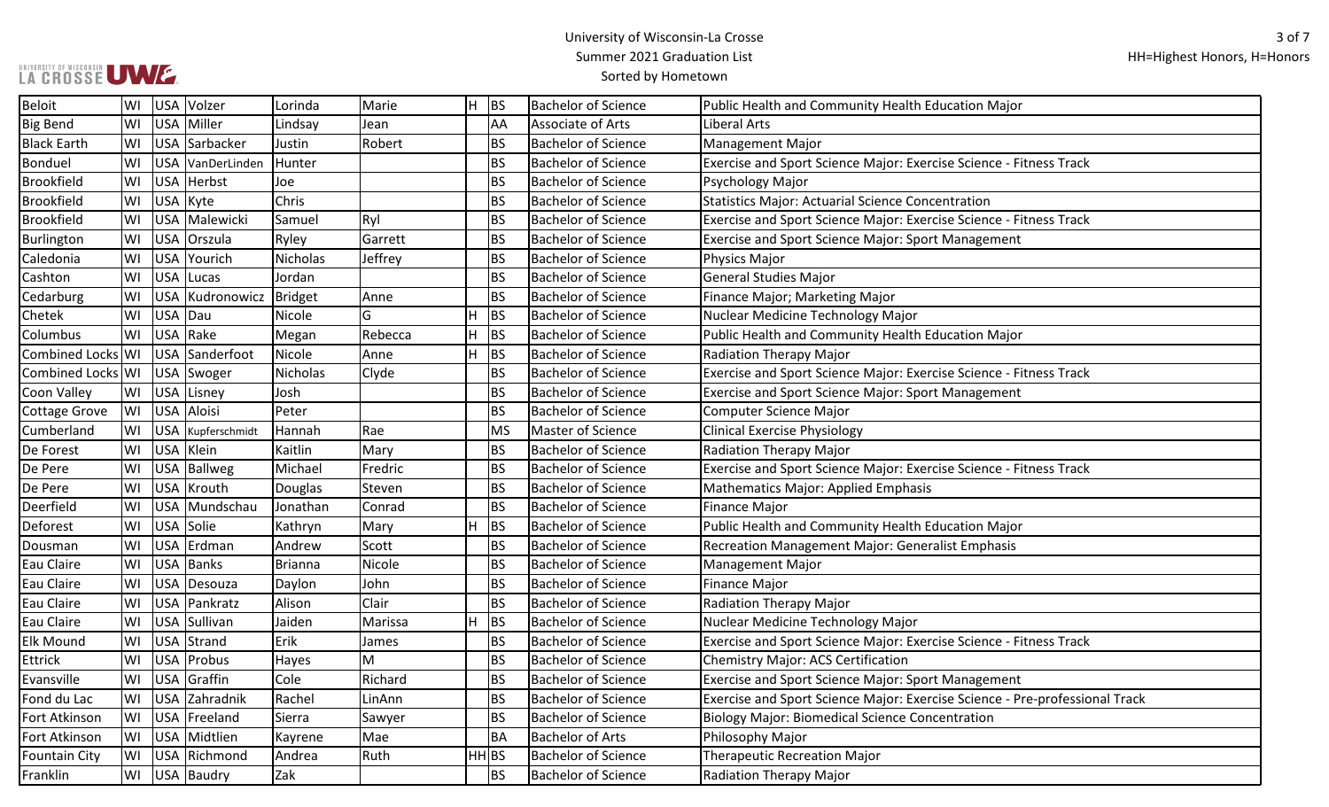University of Wisconsin-La Crosse
Summer 2021 Graduation List
Sorted by Hometown

HH=Highest Honors, H=Honors

| Hometown | State | Country | Last Name | First Name | Middle Name | Honors | Degree | Degree Name | Major |
|---|---|---|---|---|---|---|---|---|---|
| Beloit | WI | USA | Volzer | Lorinda | Marie | H | BS | Bachelor of Science | Public Health and Community Health Education Major |
| Big Bend | WI | USA | Miller | Lindsay | Jean | | AA | Associate of Arts | Liberal Arts |
| Black Earth | WI | USA | Sarbacker | Justin | Robert | | BS | Bachelor of Science | Management Major |
| Bonduel | WI | USA | VanDerLinden | Hunter | | | BS | Bachelor of Science | Exercise and Sport Science Major: Exercise Science - Fitness Track |
| Brookfield | WI | USA | Herbst | Joe | | | BS | Bachelor of Science | Psychology Major |
| Brookfield | WI | USA | Kyte | Chris | | | BS | Bachelor of Science | Statistics Major: Actuarial Science Concentration |
| Brookfield | WI | USA | Malewicki | Samuel | Ryl | | BS | Bachelor of Science | Exercise and Sport Science Major: Exercise Science - Fitness Track |
| Burlington | WI | USA | Orszula | Ryley | Garrett | | BS | Bachelor of Science | Exercise and Sport Science Major: Sport Management |
| Caledonia | WI | USA | Yourich | Nicholas | Jeffrey | | BS | Bachelor of Science | Physics Major |
| Cashton | WI | USA | Lucas | Jordan | | | BS | Bachelor of Science | General Studies Major |
| Cedarburg | WI | USA | Kudronowicz | Bridget | Anne | | BS | Bachelor of Science | Finance Major; Marketing Major |
| Chetek | WI | USA | Dau | Nicole | G | H | BS | Bachelor of Science | Nuclear Medicine Technology Major |
| Columbus | WI | USA | Rake | Megan | Rebecca | H | BS | Bachelor of Science | Public Health and Community Health Education Major |
| Combined Locks | WI | USA | Sanderfoot | Nicole | Anne | H | BS | Bachelor of Science | Radiation Therapy Major |
| Combined Locks | WI | USA | Swoger | Nicholas | Clyde | | BS | Bachelor of Science | Exercise and Sport Science Major: Exercise Science - Fitness Track |
| Coon Valley | WI | USA | Lisney | Josh | | | BS | Bachelor of Science | Exercise and Sport Science Major: Sport Management |
| Cottage Grove | WI | USA | Aloisi | Peter | | | BS | Bachelor of Science | Computer Science Major |
| Cumberland | WI | USA | Kupferschmidt | Hannah | Rae | | MS | Master of Science | Clinical Exercise Physiology |
| De Forest | WI | USA | Klein | Kaitlin | Mary | | BS | Bachelor of Science | Radiation Therapy Major |
| De Pere | WI | USA | Ballweg | Michael | Fredric | | BS | Bachelor of Science | Exercise and Sport Science Major: Exercise Science - Fitness Track |
| De Pere | WI | USA | Krouth | Douglas | Steven | | BS | Bachelor of Science | Mathematics Major: Applied Emphasis |
| Deerfield | WI | USA | Mundschau | Jonathan | Conrad | | BS | Bachelor of Science | Finance Major |
| Deforest | WI | USA | Solie | Kathryn | Mary | H | BS | Bachelor of Science | Public Health and Community Health Education Major |
| Dousman | WI | USA | Erdman | Andrew | Scott | | BS | Bachelor of Science | Recreation Management Major: Generalist Emphasis |
| Eau Claire | WI | USA | Banks | Brianna | Nicole | | BS | Bachelor of Science | Management Major |
| Eau Claire | WI | USA | Desouza | Daylon | John | | BS | Bachelor of Science | Finance Major |
| Eau Claire | WI | USA | Pankratz | Alison | Clair | | BS | Bachelor of Science | Radiation Therapy Major |
| Eau Claire | WI | USA | Sullivan | Jaiden | Marissa | H | BS | Bachelor of Science | Nuclear Medicine Technology Major |
| Elk Mound | WI | USA | Strand | Erik | James | | BS | Bachelor of Science | Exercise and Sport Science Major: Exercise Science - Fitness Track |
| Ettrick | WI | USA | Probus | Hayes | M | | BS | Bachelor of Science | Chemistry Major: ACS Certification |
| Evansville | WI | USA | Graffin | Cole | Richard | | BS | Bachelor of Science | Exercise and Sport Science Major: Sport Management |
| Fond du Lac | WI | USA | Zahradnik | Rachel | LinAnn | | BS | Bachelor of Science | Exercise and Sport Science Major: Exercise Science - Pre-professional Track |
| Fort Atkinson | WI | USA | Freeland | Sierra | Sawyer | | BS | Bachelor of Science | Biology Major: Biomedical Science Concentration |
| Fort Atkinson | WI | USA | Midtlien | Kayrene | Mae | | BA | Bachelor of Arts | Philosophy Major |
| Fountain City | WI | USA | Richmond | Andrea | Ruth | HH | BS | Bachelor of Science | Therapeutic Recreation Major |
| Franklin | WI | USA | Baudry | Zak | | | BS | Bachelor of Science | Radiation Therapy Major |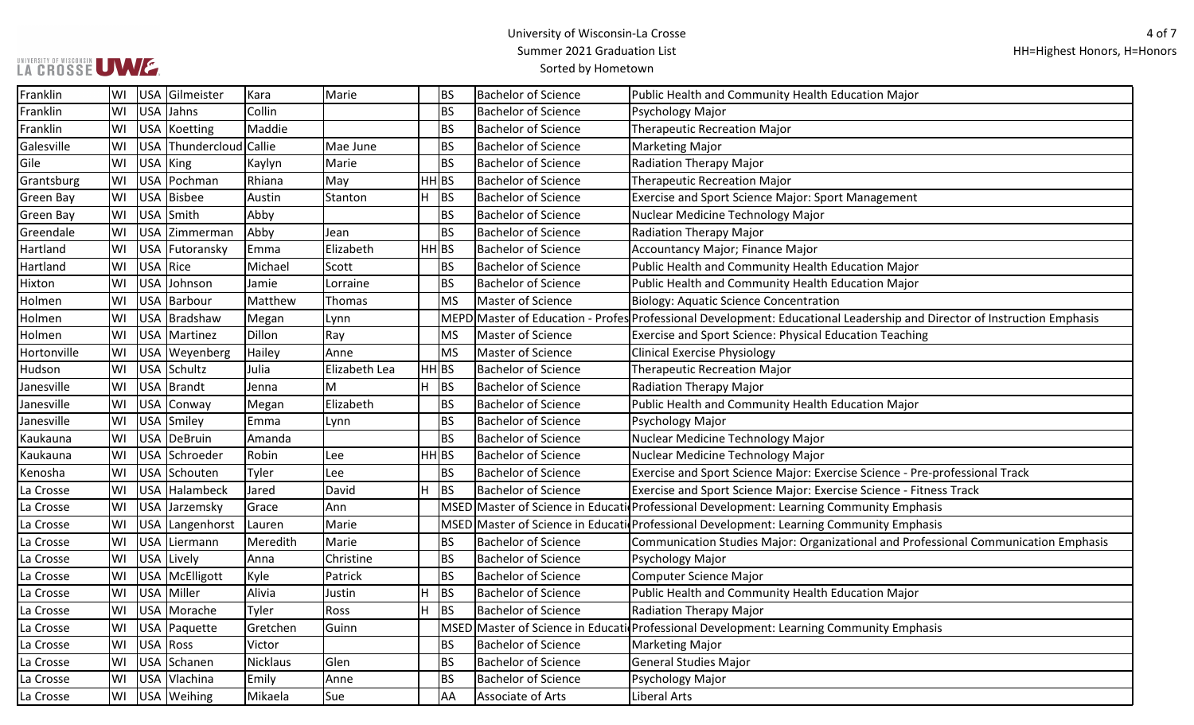| | | | | | | | | | |
|---|---|---|---|---|---|---|---|---|---|
| Franklin | WI | USA | Gilmeister | Kara | Marie | | BS | Bachelor of Science | Public Health and Community Health Education Major |
| Franklin | WI | USA | Jahns | Collin | | | BS | Bachelor of Science | Psychology Major |
| Franklin | WI | USA | Koetting | Maddie | | | BS | Bachelor of Science | Therapeutic Recreation Major |
| Galesville | WI | USA | Thundercloud | Callie | Mae June | | BS | Bachelor of Science | Marketing Major |
| Gile | WI | USA | King | Kaylyn | Marie | | BS | Bachelor of Science | Radiation Therapy Major |
| Grantsburg | WI | USA | Pochman | Rhiana | May | HH | BS | Bachelor of Science | Therapeutic Recreation Major |
| Green Bay | WI | USA | Bisbee | Austin | Stanton | H | BS | Bachelor of Science | Exercise and Sport Science Major: Sport Management |
| Green Bay | WI | USA | Smith | Abby | | | BS | Bachelor of Science | Nuclear Medicine Technology Major |
| Greendale | WI | USA | Zimmerman | Abby | Jean | | BS | Bachelor of Science | Radiation Therapy Major |
| Hartland | WI | USA | Futoransky | Emma | Elizabeth | HH | BS | Bachelor of Science | Accountancy Major; Finance Major |
| Hartland | WI | USA | Rice | Michael | Scott | | BS | Bachelor of Science | Public Health and Community Health Education Major |
| Hixton | WI | USA | Johnson | Jamie | Lorraine | | BS | Bachelor of Science | Public Health and Community Health Education Major |
| Holmen | WI | USA | Barbour | Matthew | Thomas | | MS | Master of Science | Biology: Aquatic Science Concentration |
| Holmen | WI | USA | Bradshaw | Megan | Lynn | | MEPD | Master of Education - Profes | Professional Development: Educational Leadership and Director of Instruction Emphasis |
| Holmen | WI | USA | Martinez | Dillon | Ray | | MS | Master of Science | Exercise and Sport Science: Physical Education Teaching |
| Hortonville | WI | USA | Weyenberg | Hailey | Anne | | MS | Master of Science | Clinical Exercise Physiology |
| Hudson | WI | USA | Schultz | Julia | Elizabeth Lea | HH | BS | Bachelor of Science | Therapeutic Recreation Major |
| Janesville | WI | USA | Brandt | Jenna | M | H | BS | Bachelor of Science | Radiation Therapy Major |
| Janesville | WI | USA | Conway | Megan | Elizabeth | | BS | Bachelor of Science | Public Health and Community Health Education Major |
| Janesville | WI | USA | Smiley | Emma | Lynn | | BS | Bachelor of Science | Psychology Major |
| Kaukauna | WI | USA | DeBruin | Amanda | | | BS | Bachelor of Science | Nuclear Medicine Technology Major |
| Kaukauna | WI | USA | Schroeder | Robin | Lee | HH | BS | Bachelor of Science | Nuclear Medicine Technology Major |
| Kenosha | WI | USA | Schouten | Tyler | Lee | | BS | Bachelor of Science | Exercise and Sport Science Major: Exercise Science - Pre-professional Track |
| La Crosse | WI | USA | Halambeck | Jared | David | H | BS | Bachelor of Science | Exercise and Sport Science Major: Exercise Science - Fitness Track |
| La Crosse | WI | USA | Jarzemsky | Grace | Ann | | MSED | Master of Science in Educati | Professional Development: Learning Community Emphasis |
| La Crosse | WI | USA | Langenhorst | Lauren | Marie | | MSED | Master of Science in Educati | Professional Development: Learning Community Emphasis |
| La Crosse | WI | USA | Liermann | Meredith | Marie | | BS | Bachelor of Science | Communication Studies Major: Organizational and Professional Communication Emphasis |
| La Crosse | WI | USA | Lively | Anna | Christine | | BS | Bachelor of Science | Psychology Major |
| La Crosse | WI | USA | McElligott | Kyle | Patrick | | BS | Bachelor of Science | Computer Science Major |
| La Crosse | WI | USA | Miller | Alivia | Justin | H | BS | Bachelor of Science | Public Health and Community Health Education Major |
| La Crosse | WI | USA | Morache | Tyler | Ross | H | BS | Bachelor of Science | Radiation Therapy Major |
| La Crosse | WI | USA | Paquette | Gretchen | Guinn | | MSED | Master of Science in Educati | Professional Development: Learning Community Emphasis |
| La Crosse | WI | USA | Ross | Victor | | | BS | Bachelor of Science | Marketing Major |
| La Crosse | WI | USA | Schanen | Nicklaus | Glen | | BS | Bachelor of Science | General Studies Major |
| La Crosse | WI | USA | Vlachina | Emily | Anne | | BS | Bachelor of Science | Psychology Major |
| La Crosse | WI | USA | Weihing | Mikaela | Sue | | AA | Associate of Arts | Liberal Arts |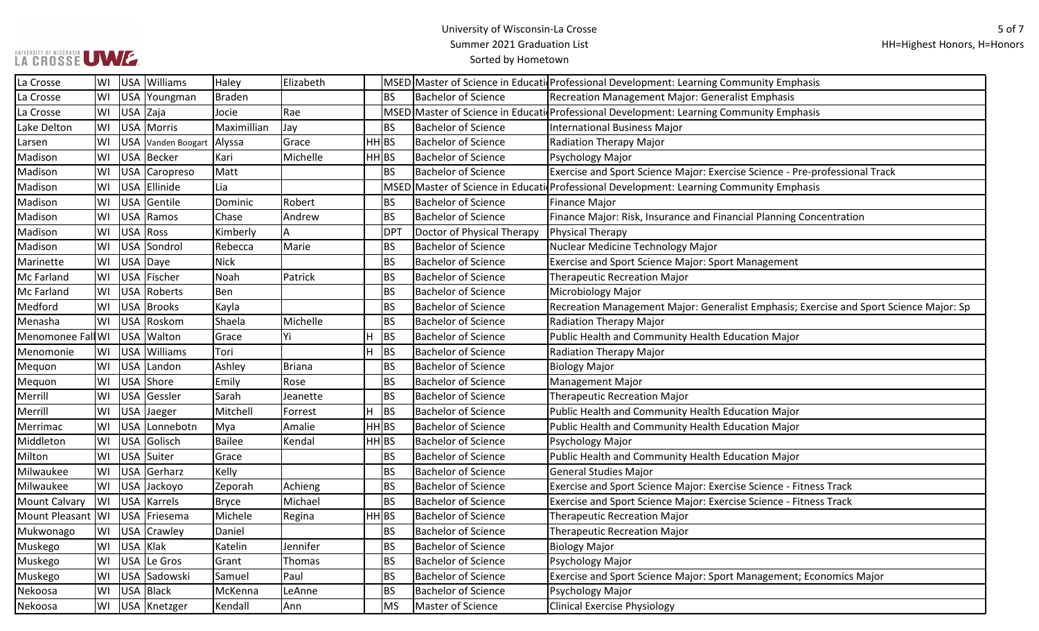# University of Wisconsin-La Crosse
## Summer 2021 Graduation List
### Sorted by Hometown

HH=Highest Honors, H=Honors

| | | | | | | | | | |
|---|---|---|---|---|---|---|---|---|---|
| La Crosse | WI | USA | Williams | Haley | Elizabeth | | MSED | Master of Science in Educati | Professional Development: Learning Community Emphasis |
| La Crosse | WI | USA | Youngman | Braden | | | BS | Bachelor of Science | Recreation Management Major: Generalist Emphasis |
| La Crosse | WI | USA | Zaja | Jocie | Rae | | MSED | Master of Science in Educati | Professional Development: Learning Community Emphasis |
| Lake Delton | WI | USA | Morris | Maximillian | Jay | | BS | Bachelor of Science | International Business Major |
| Larsen | WI | USA | Vanden Boogart | Alyssa | Grace | HH | BS | Bachelor of Science | Radiation Therapy Major |
| Madison | WI | USA | Becker | Kari | Michelle | HH | BS | Bachelor of Science | Psychology Major |
| Madison | WI | USA | Caropreso | Matt | | | BS | Bachelor of Science | Exercise and Sport Science Major: Exercise Science - Pre-professional Track |
| Madison | WI | USA | Ellinide | Lia | | | MSED | Master of Science in Educati | Professional Development: Learning Community Emphasis |
| Madison | WI | USA | Gentile | Dominic | Robert | | BS | Bachelor of Science | Finance Major |
| Madison | WI | USA | Ramos | Chase | Andrew | | BS | Bachelor of Science | Finance Major: Risk, Insurance and Financial Planning Concentration |
| Madison | WI | USA | Ross | Kimberly | A | | DPT | Doctor of Physical Therapy | Physical Therapy |
| Madison | WI | USA | Sondrol | Rebecca | Marie | | BS | Bachelor of Science | Nuclear Medicine Technology Major |
| Marinette | WI | USA | Daye | Nick | | | BS | Bachelor of Science | Exercise and Sport Science Major: Sport Management |
| Mc Farland | WI | USA | Fischer | Noah | Patrick | | BS | Bachelor of Science | Therapeutic Recreation Major |
| Mc Farland | WI | USA | Roberts | Ben | | | BS | Bachelor of Science | Microbiology Major |
| Medford | WI | USA | Brooks | Kayla | | | BS | Bachelor of Science | Recreation Management Major: Generalist Emphasis; Exercise and Sport Science Major: Sp |
| Menasha | WI | USA | Roskom | Shaela | Michelle | | BS | Bachelor of Science | Radiation Therapy Major |
| Menomonee Fal | WI | USA | Walton | Grace | Yi | H | BS | Bachelor of Science | Public Health and Community Health Education Major |
| Menomonie | WI | USA | Williams | Tori | | H | BS | Bachelor of Science | Radiation Therapy Major |
| Mequon | WI | USA | Landon | Ashley | Briana | | BS | Bachelor of Science | Biology Major |
| Mequon | WI | USA | Shore | Emily | Rose | | BS | Bachelor of Science | Management Major |
| Merrill | WI | USA | Gessler | Sarah | Jeanette | | BS | Bachelor of Science | Therapeutic Recreation Major |
| Merrill | WI | USA | Jaeger | Mitchell | Forrest | H | BS | Bachelor of Science | Public Health and Community Health Education Major |
| Merrimac | WI | USA | Lonnebotn | Mya | Amalie | HH | BS | Bachelor of Science | Public Health and Community Health Education Major |
| Middleton | WI | USA | Golisch | Bailee | Kendal | HH | BS | Bachelor of Science | Psychology Major |
| Milton | WI | USA | Suiter | Grace | | | BS | Bachelor of Science | Public Health and Community Health Education Major |
| Milwaukee | WI | USA | Gerharz | Kelly | | | BS | Bachelor of Science | General Studies Major |
| Milwaukee | WI | USA | Jackoyo | Zeporah | Achieng | | BS | Bachelor of Science | Exercise and Sport Science Major: Exercise Science - Fitness Track |
| Mount Calvary | WI | USA | Karrels | Bryce | Michael | | BS | Bachelor of Science | Exercise and Sport Science Major: Exercise Science - Fitness Track |
| Mount Pleasant | WI | USA | Friesema | Michele | Regina | HH | BS | Bachelor of Science | Therapeutic Recreation Major |
| Mukwonago | WI | USA | Crawley | Daniel | | | BS | Bachelor of Science | Therapeutic Recreation Major |
| Muskego | WI | USA | Klak | Katelin | Jennifer | | BS | Bachelor of Science | Biology Major |
| Muskego | WI | USA | Le Gros | Grant | Thomas | | BS | Bachelor of Science | Psychology Major |
| Muskego | WI | USA | Sadowski | Samuel | Paul | | BS | Bachelor of Science | Exercise and Sport Science Major: Sport Management; Economics Major |
| Nekoosa | WI | USA | Black | McKenna | LeAnne | | BS | Bachelor of Science | Psychology Major |
| Nekoosa | WI | USA | Knetzger | Kendall | Ann | | MS | Master of Science | Clinical Exercise Physiology |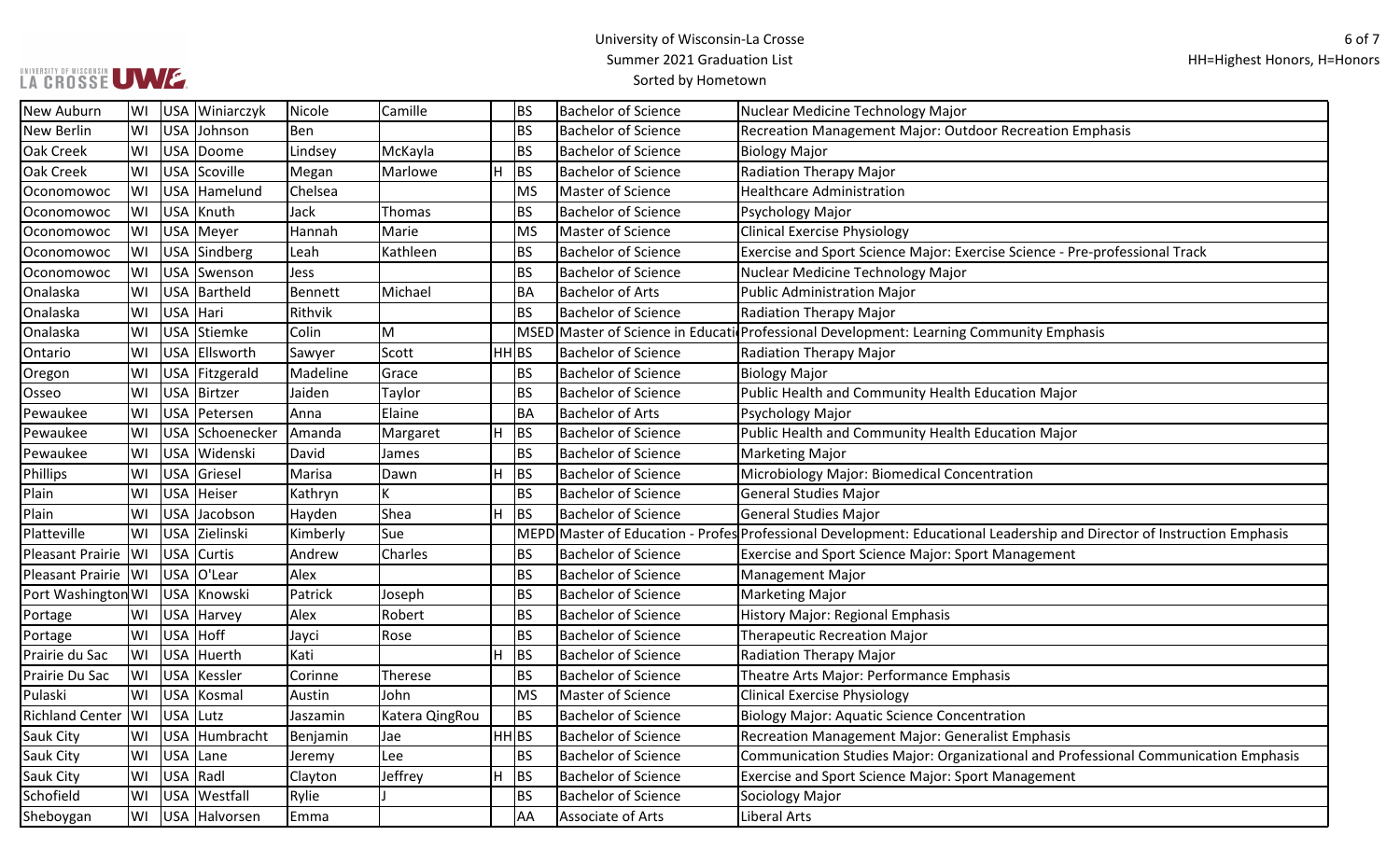University of Wisconsin-La Crosse
Summer 2021 Graduation List
Sorted by Hometown

HH=Highest Honors, H=Honors

| | | | | | | | | | |
|---|---|---|---|---|---|---|---|---|---|
| New Auburn | WI | USA | Winiarczyk | Nicole | Camille | | BS | Bachelor of Science | Nuclear Medicine Technology Major |
| New Berlin | WI | USA | Johnson | Ben | | | BS | Bachelor of Science | Recreation Management Major: Outdoor Recreation Emphasis |
| Oak Creek | WI | USA | Doome | Lindsey | McKayla | | BS | Bachelor of Science | Biology Major |
| Oak Creek | WI | USA | Scoville | Megan | Marlowe | H | BS | Bachelor of Science | Radiation Therapy Major |
| Oconomowoc | WI | USA | Hamelund | Chelsea | | | MS | Master of Science | Healthcare Administration |
| Oconomowoc | WI | USA | Knuth | Jack | Thomas | | BS | Bachelor of Science | Psychology Major |
| Oconomowoc | WI | USA | Meyer | Hannah | Marie | | MS | Master of Science | Clinical Exercise Physiology |
| Oconomowoc | WI | USA | Sindberg | Leah | Kathleen | | BS | Bachelor of Science | Exercise and Sport Science Major: Exercise Science - Pre-professional Track |
| Oconomowoc | WI | USA | Swenson | Jess | | | BS | Bachelor of Science | Nuclear Medicine Technology Major |
| Onalaska | WI | USA | Bartheld | Bennett | Michael | | BA | Bachelor of Arts | Public Administration Major |
| Onalaska | WI | USA | Hari | Rithvik | | | BS | Bachelor of Science | Radiation Therapy Major |
| Onalaska | WI | USA | Stiemke | Colin | M | | MSED | Master of Science in Educati | Professional Development: Learning Community Emphasis |
| Ontario | WI | USA | Ellsworth | Sawyer | Scott | HH | BS | Bachelor of Science | Radiation Therapy Major |
| Oregon | WI | USA | Fitzgerald | Madeline | Grace | | BS | Bachelor of Science | Biology Major |
| Osseo | WI | USA | Birtzer | Jaiden | Taylor | | BS | Bachelor of Science | Public Health and Community Health Education Major |
| Pewaukee | WI | USA | Petersen | Anna | Elaine | | BA | Bachelor of Arts | Psychology Major |
| Pewaukee | WI | USA | Schoenecker | Amanda | Margaret | H | BS | Bachelor of Science | Public Health and Community Health Education Major |
| Pewaukee | WI | USA | Widenski | David | James | | BS | Bachelor of Science | Marketing Major |
| Phillips | WI | USA | Griesel | Marisa | Dawn | H | BS | Bachelor of Science | Microbiology Major: Biomedical Concentration |
| Plain | WI | USA | Heiser | Kathryn | K | | BS | Bachelor of Science | General Studies Major |
| Plain | WI | USA | Jacobson | Hayden | Shea | H | BS | Bachelor of Science | General Studies Major |
| Platteville | WI | USA | Zielinski | Kimberly | Sue | | MEPD | Master of Education - Profes | Professional Development: Educational Leadership and Director of Instruction Emphasis |
| Pleasant Prairie | WI | USA | Curtis | Andrew | Charles | | BS | Bachelor of Science | Exercise and Sport Science Major: Sport Management |
| Pleasant Prairie | WI | USA | O'Lear | Alex | | | BS | Bachelor of Science | Management Major |
| Port Washington | WI | USA | Knowski | Patrick | Joseph | | BS | Bachelor of Science | Marketing Major |
| Portage | WI | USA | Harvey | Alex | Robert | | BS | Bachelor of Science | History Major: Regional Emphasis |
| Portage | WI | USA | Hoff | Jayci | Rose | | BS | Bachelor of Science | Therapeutic Recreation Major |
| Prairie du Sac | WI | USA | Huerth | Kati | | H | BS | Bachelor of Science | Radiation Therapy Major |
| Prairie Du Sac | WI | USA | Kessler | Corinne | Therese | | BS | Bachelor of Science | Theatre Arts Major: Performance Emphasis |
| Pulaski | WI | USA | Kosmal | Austin | John | | MS | Master of Science | Clinical Exercise Physiology |
| Richland Center | WI | USA | Lutz | Jaszamin | Katera QingRou | | BS | Bachelor of Science | Biology Major: Aquatic Science Concentration |
| Sauk City | WI | USA | Humbracht | Benjamin | Jae | HH | BS | Bachelor of Science | Recreation Management Major: Generalist Emphasis |
| Sauk City | WI | USA | Lane | Jeremy | Lee | | BS | Bachelor of Science | Communication Studies Major: Organizational and Professional Communication Emphasis |
| Sauk City | WI | USA | Radl | Clayton | Jeffrey | H | BS | Bachelor of Science | Exercise and Sport Science Major: Sport Management |
| Schofield | WI | USA | Westfall | Rylie | J | | BS | Bachelor of Science | Sociology Major |
| Sheboygan | WI | USA | Halvorsen | Emma | | | AA | Associate of Arts | Liberal Arts |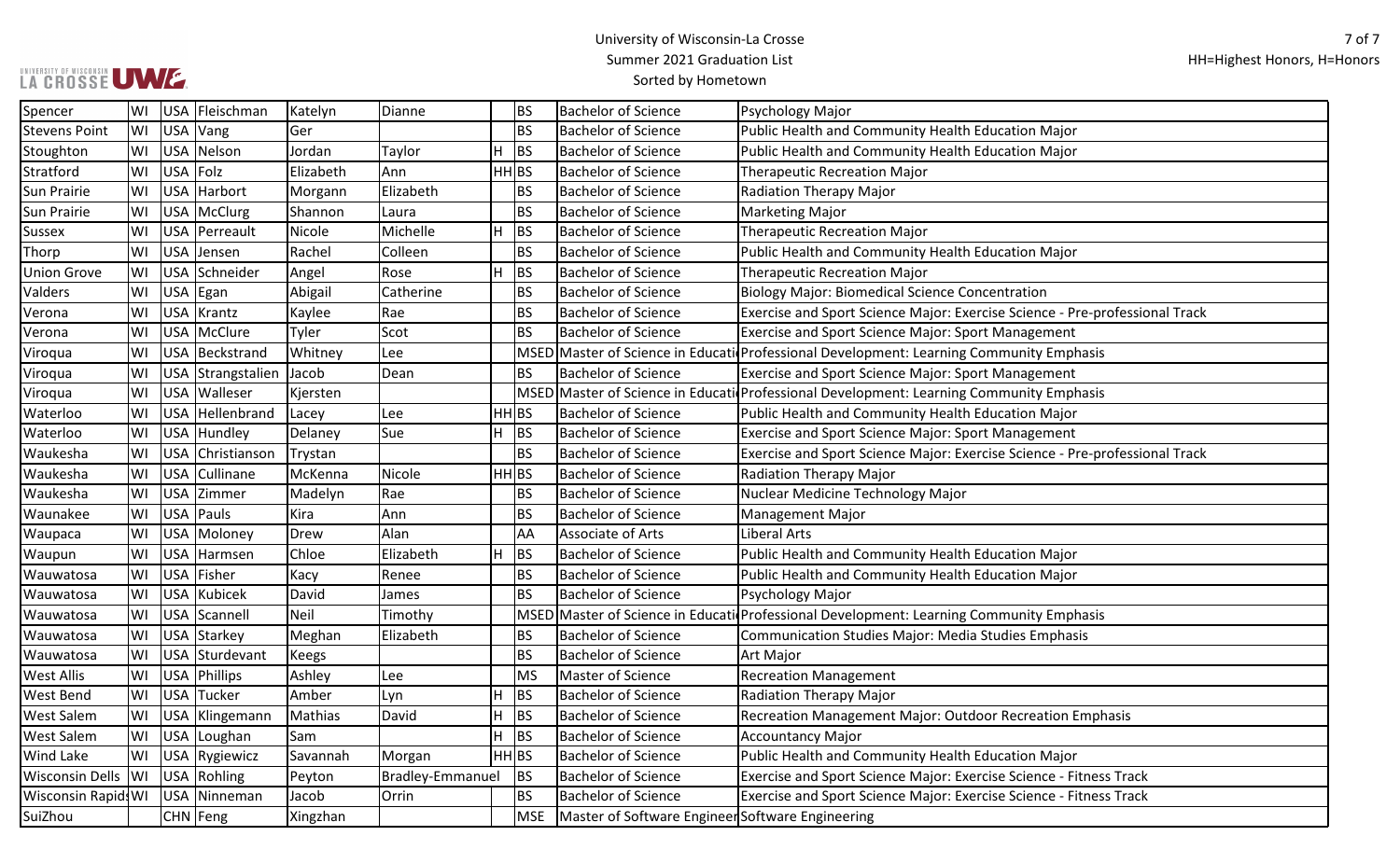University of Wisconsin-La Crosse
Summer 2021 Graduation List
Sorted by Hometown

HH=Highest Honors, H=Honors

| | | | | | | | | | |
|---|---|---|---|---|---|---|---|---|---|
| Spencer | WI | USA | Fleischman | Katelyn | Dianne | | BS | Bachelor of Science | Psychology Major |
| Stevens Point | WI | USA | Vang | Ger | | | BS | Bachelor of Science | Public Health and Community Health Education Major |
| Stoughton | WI | USA | Nelson | Jordan | Taylor | H | BS | Bachelor of Science | Public Health and Community Health Education Major |
| Stratford | WI | USA | Folz | Elizabeth | Ann | HH | BS | Bachelor of Science | Therapeutic Recreation Major |
| Sun Prairie | WI | USA | Harbort | Morgann | Elizabeth | | BS | Bachelor of Science | Radiation Therapy Major |
| Sun Prairie | WI | USA | McClurg | Shannon | Laura | | BS | Bachelor of Science | Marketing Major |
| Sussex | WI | USA | Perreault | Nicole | Michelle | H | BS | Bachelor of Science | Therapeutic Recreation Major |
| Thorp | WI | USA | Jensen | Rachel | Colleen | | BS | Bachelor of Science | Public Health and Community Health Education Major |
| Union Grove | WI | USA | Schneider | Angel | Rose | H | BS | Bachelor of Science | Therapeutic Recreation Major |
| Valders | WI | USA | Egan | Abigail | Catherine | | BS | Bachelor of Science | Biology Major: Biomedical Science Concentration |
| Verona | WI | USA | Krantz | Kaylee | Rae | | BS | Bachelor of Science | Exercise and Sport Science Major: Exercise Science - Pre-professional Track |
| Verona | WI | USA | McClure | Tyler | Scot | | BS | Bachelor of Science | Exercise and Sport Science Major: Sport Management |
| Viroqua | WI | USA | Beckstrand | Whitney | Lee | | MSED | Master of Science in Educati | Professional Development: Learning Community Emphasis |
| Viroqua | WI | USA | Strangstalien | Jacob | Dean | | BS | Bachelor of Science | Exercise and Sport Science Major: Sport Management |
| Viroqua | WI | USA | Walleser | Kjersten | | | MSED | Master of Science in Educati | Professional Development: Learning Community Emphasis |
| Waterloo | WI | USA | Hellenbrand | Lacey | Lee | HH | BS | Bachelor of Science | Public Health and Community Health Education Major |
| Waterloo | WI | USA | Hundley | Delaney | Sue | H | BS | Bachelor of Science | Exercise and Sport Science Major: Sport Management |
| Waukesha | WI | USA | Christianson | Trystan | | | BS | Bachelor of Science | Exercise and Sport Science Major: Exercise Science - Pre-professional Track |
| Waukesha | WI | USA | Cullinane | McKenna | Nicole | HH | BS | Bachelor of Science | Radiation Therapy Major |
| Waukesha | WI | USA | Zimmer | Madelyn | Rae | | BS | Bachelor of Science | Nuclear Medicine Technology Major |
| Waunakee | WI | USA | Pauls | Kira | Ann | | BS | Bachelor of Science | Management Major |
| Waupaca | WI | USA | Moloney | Drew | Alan | | AA | Associate of Arts | Liberal Arts |
| Waupun | WI | USA | Harmsen | Chloe | Elizabeth | H | BS | Bachelor of Science | Public Health and Community Health Education Major |
| Wauwatosa | WI | USA | Fisher | Kacy | Renee | | BS | Bachelor of Science | Public Health and Community Health Education Major |
| Wauwatosa | WI | USA | Kubicek | David | James | | BS | Bachelor of Science | Psychology Major |
| Wauwatosa | WI | USA | Scannell | Neil | Timothy | | MSED | Master of Science in Educati | Professional Development: Learning Community Emphasis |
| Wauwatosa | WI | USA | Starkey | Meghan | Elizabeth | | BS | Bachelor of Science | Communication Studies Major: Media Studies Emphasis |
| Wauwatosa | WI | USA | Sturdevant | Keegs | | | BS | Bachelor of Science | Art Major |
| West Allis | WI | USA | Phillips | Ashley | Lee | | MS | Master of Science | Recreation Management |
| West Bend | WI | USA | Tucker | Amber | Lyn | H | BS | Bachelor of Science | Radiation Therapy Major |
| West Salem | WI | USA | Klingemann | Mathias | David | H | BS | Bachelor of Science | Recreation Management Major: Outdoor Recreation Emphasis |
| West Salem | WI | USA | Loughan | Sam | | H | BS | Bachelor of Science | Accountancy Major |
| Wind Lake | WI | USA | Rygiewicz | Savannah | Morgan | HH | BS | Bachelor of Science | Public Health and Community Health Education Major |
| Wisconsin Dells | WI | USA | Rohling | Peyton | Bradley-Emmanuel | | BS | Bachelor of Science | Exercise and Sport Science Major: Exercise Science - Fitness Track |
| Wisconsin Rapids | WI | USA | Ninneman | Jacob | Orrin | | BS | Bachelor of Science | Exercise and Sport Science Major: Exercise Science - Fitness Track |
| SuiZhou | | CHN | Feng | Xingzhan | | | MSE | Master of Software Engineer | Software Engineering |